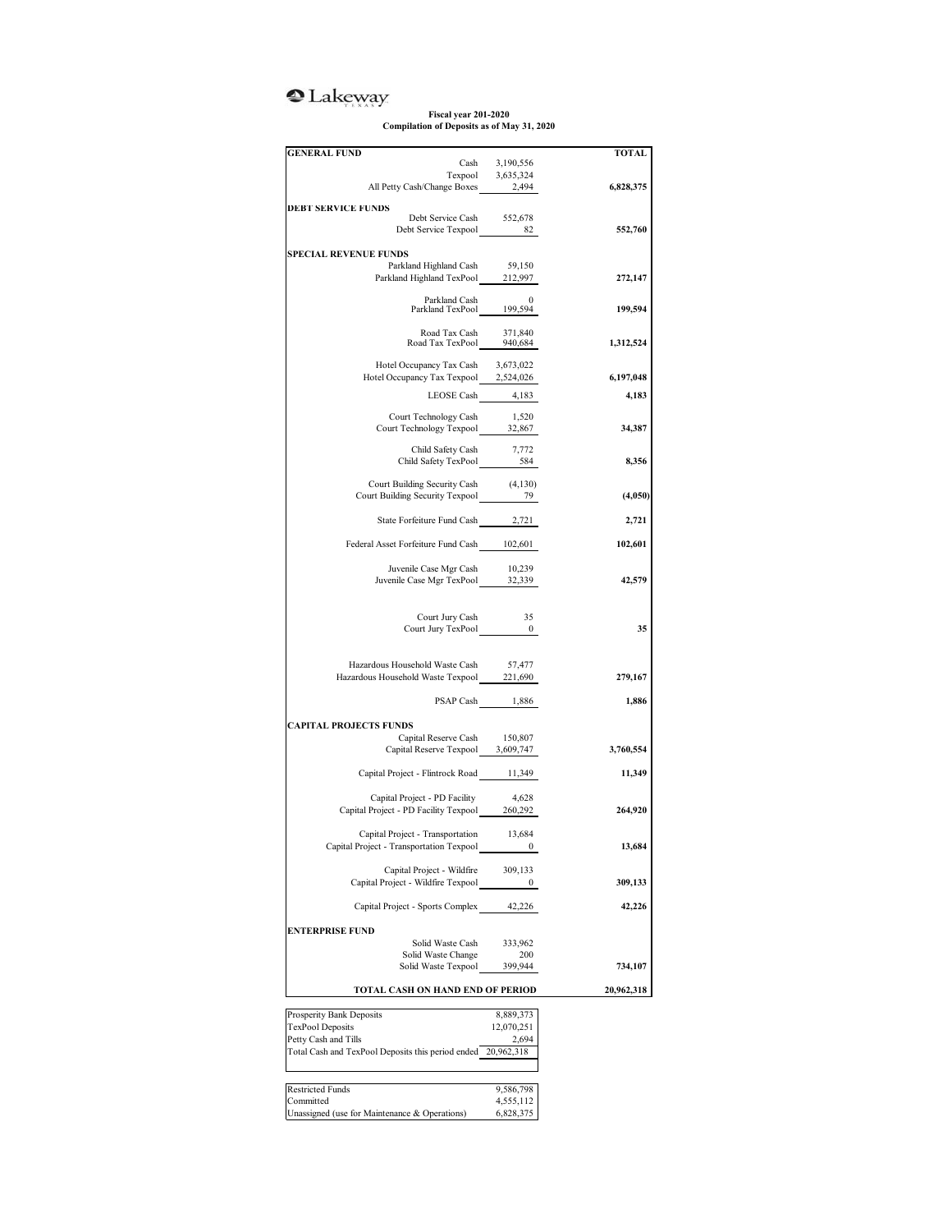Lakeway
TEXAS

**Fiscal year 201-2020**
**Compilation of Deposits as of May 31, 2020**

| GENERAL FUND | | TOTAL |
|---|---|---|
| Cash | 3,190,556 | |
| Texpool | 3,635,324 | |
| All Petty Cash/Change Boxes | 2,494 | **6,828,375** |
| **DEBT SERVICE FUNDS** | | |
| Debt Service Cash | 552,678 | |
| Debt Service Texpool | 82 | **552,760** |
| **SPECIAL REVENUE FUNDS** | | |
| Parkland Highland Cash | 59,150 | |
| Parkland Highland TexPool | 212,997 | **272,147** |
| Parkland Cash | 0 | |
| Parkland TexPool | 199,594 | **199,594** |
| Road Tax Cash | 371,840 | |
| Road Tax TexPool | 940,684 | **1,312,524** |
| Hotel Occupancy Tax Cash | 3,673,022 | |
| Hotel Occupancy Tax Texpool | 2,524,026 | **6,197,048** |
| LEOSE Cash | 4,183 | **4,183** |
| Court Technology Cash | 1,520 | |
| Court Technology Texpool | 32,867 | **34,387** |
| Child Safety Cash | 7,772 | |
| Child Safety TexPool | 584 | **8,356** |
| Court Building Security Cash | (4,130) | |
| Court Building Security Texpool | 79 | **(4,050)** |
| State Forfeiture Fund Cash | 2,721 | **2,721** |
| Federal Asset Forfeiture Fund Cash | 102,601 | **102,601** |
| Juvenile Case Mgr Cash | 10,239 | |
| Juvenile Case Mgr TexPool | 32,339 | **42,579** |
| Court Jury Cash | 35 | |
| Court Jury TexPool | 0 | **35** |
| Hazardous Household Waste Cash | 57,477 | |
| Hazardous Household Waste Texpool | 221,690 | **279,167** |
| PSAP Cash | 1,886 | **1,886** |
| **CAPITAL PROJECTS FUNDS** | | |
| Capital Reserve Cash | 150,807 | |
| Capital Reserve Texpool | 3,609,747 | **3,760,554** |
| Capital Project - Flintrock Road | 11,349 | **11,349** |
| Capital Project - PD Facility | 4,628 | |
| Capital Project - PD Facility Texpool | 260,292 | **264,920** |
| Capital Project - Transportation | 13,684 | |
| Capital Project - Transportation Texpool | 0 | **13,684** |
| Capital Project - Wildfire | 309,133 | |
| Capital Project - Wildfire Texpool | 0 | **309,133** |
| Capital Project - Sports Complex | 42,226 | **42,226** |
| **ENTERPRISE FUND** | | |
| Solid Waste Cash | 333,962 | |
| Solid Waste Change | 200 | |
| Solid Waste Texpool | 399,944 | **734,107** |
| **TOTAL CASH ON HAND END OF PERIOD** | | **20,962,318** |

| | |
|---|---|
| Prosperity Bank Deposits | 8,889,373 |
| TexPool Deposits | 12,070,251 |
| Petty Cash and Tills | 2,694 |
| Total Cash and TexPool Deposits this period ended | 20,962,318 |

| | |
|---|---|
| Restricted Funds | 9,586,798 |
| Committed | 4,555,112 |
| Unassigned (use for Maintenance & Operations) | 6,828,375 |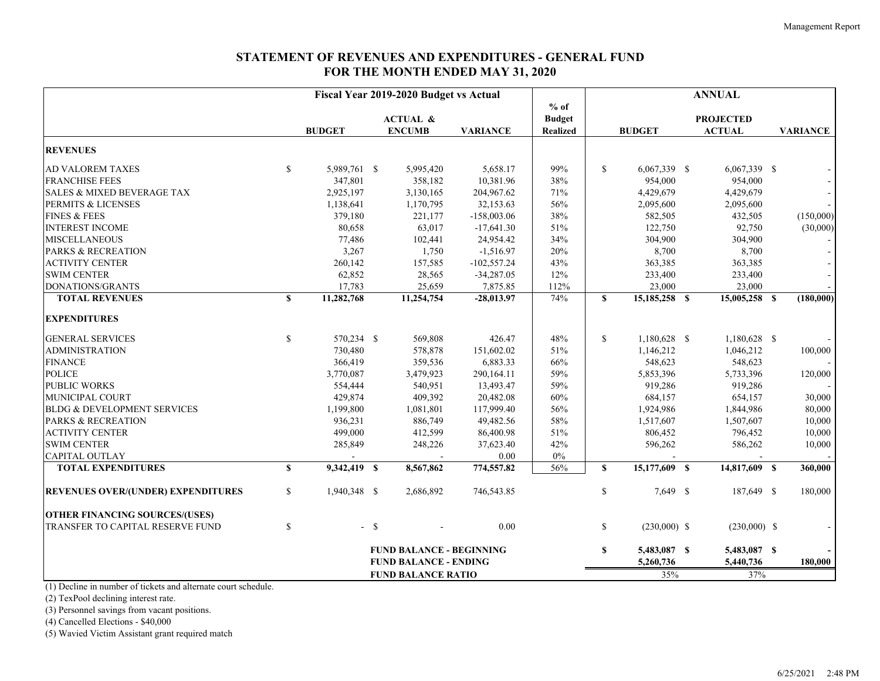# STATEMENT OF REVENUES AND EXPENDITURES - GENERAL FUND
## FOR THE MONTH ENDED MAY 31, 2020

| | Fiscal Year 2019-2020 Budget vs Actual | | | % of Budget Realized | ANNUAL | | |
|---|---|---|---|---|---|---|---|
| | BUDGET | ACTUAL & ENCUMB | VARIANCE | | BUDGET | PROJECTED ACTUAL | VARIANCE |
| **REVENUES** | | | | | | | |
| AD VALOREM TAXES | $ 5,989,761 | $ 5,995,420 | 5,658.17 | 99% | $ 6,067,339 | $ 6,067,339 | $ - |
| FRANCHISE FEES | 347,801 | 358,182 | 10,381.96 | 38% | 954,000 | 954,000 | - |
| SALES & MIXED BEVERAGE TAX | 2,925,197 | 3,130,165 | 204,967.62 | 71% | 4,429,679 | 4,429,679 | - |
| PERMITS & LICENSES | 1,138,641 | 1,170,795 | 32,153.63 | 56% | 2,095,600 | 2,095,600 | - |
| FINES & FEES | 379,180 | 221,177 | -158,003.06 | 38% | 582,505 | 432,505 | (150,000) |
| INTEREST INCOME | 80,658 | 63,017 | -17,641.30 | 51% | 122,750 | 92,750 | (30,000) |
| MISCELLANEOUS | 77,486 | 102,441 | 24,954.42 | 34% | 304,900 | 304,900 | - |
| PARKS & RECREATION | 3,267 | 1,750 | -1,516.97 | 20% | 8,700 | 8,700 | - |
| ACTIVITY CENTER | 260,142 | 157,585 | -102,557.24 | 43% | 363,385 | 363,385 | - |
| SWIM CENTER | 62,852 | 28,565 | -34,287.05 | 12% | 233,400 | 233,400 | - |
| DONATIONS/GRANTS | 17,783 | 25,659 | 7,875.85 | 112% | 23,000 | 23,000 | - |
| **TOTAL REVENUES** | **$ 11,282,768** | **11,254,754** | **-28,013.97** | 74% | **$ 15,185,258** | **$ 15,005,258** | **$ (180,000)** |
| **EXPENDITURES** | | | | | | | |
| GENERAL SERVICES | $ 570,234 | $ 569,808 | 426.47 | 48% | $ 1,180,628 | $ 1,180,628 | $ - |
| ADMINISTRATION | 730,480 | 578,878 | 151,602.02 | 51% | 1,146,212 | 1,046,212 | 100,000 |
| FINANCE | 366,419 | 359,536 | 6,883.33 | 66% | 548,623 | 548,623 | - |
| POLICE | 3,770,087 | 3,479,923 | 290,164.11 | 59% | 5,853,396 | 5,733,396 | 120,000 |
| PUBLIC WORKS | 554,444 | 540,951 | 13,493.47 | 59% | 919,286 | 919,286 | - |
| MUNICIPAL COURT | 429,874 | 409,392 | 20,482.08 | 60% | 684,157 | 654,157 | 30,000 |
| BLDG & DEVELOPMENT SERVICES | 1,199,800 | 1,081,801 | 117,999.40 | 56% | 1,924,986 | 1,844,986 | 80,000 |
| PARKS & RECREATION | 936,231 | 886,749 | 49,482.56 | 58% | 1,517,607 | 1,507,607 | 10,000 |
| ACTIVITY CENTER | 499,000 | 412,599 | 86,400.98 | 51% | 806,452 | 796,452 | 10,000 |
| SWIM CENTER | 285,849 | 248,226 | 37,623.40 | 42% | 596,262 | 586,262 | 10,000 |
| CAPITAL OUTLAY | - | - | 0.00 | 0% | - | - | - |
| **TOTAL EXPENDITURES** | **$ 9,342,419** | **$ 8,567,862** | **774,557.82** | 56% | **$ 15,177,609** | **$ 14,817,609** | **$ 360,000** |
| **REVENUES OVER/(UNDER) EXPENDITURES** | $ 1,940,348 | $ 2,686,892 | 746,543.85 | | $ 7,649 | $ 187,649 | $ 180,000 |
| **OTHER FINANCING SOURCES/(USES)** | | | | | | | |
| TRANSFER TO CAPITAL RESERVE FUND | $ - | $ - | 0.00 | | $ (230,000) | $ (230,000) | $ - |
| | | **FUND BALANCE - BEGINNING** | | | **$ 5,483,087** | **$ 5,483,087** | **$ -** |
| | | **FUND BALANCE - ENDING** | | | **5,260,736** | **5,440,736** | **180,000** |
| | | **FUND BALANCE RATIO** | | | 35% | 37% | |

(1) Decline in number of tickets and alternate court schedule.

(2) TexPool declining interest rate.

(3) Personnel savings from vacant positions.

(4) Cancelled Elections - $40,000

(5) Wavied Victim Assistant grant required match